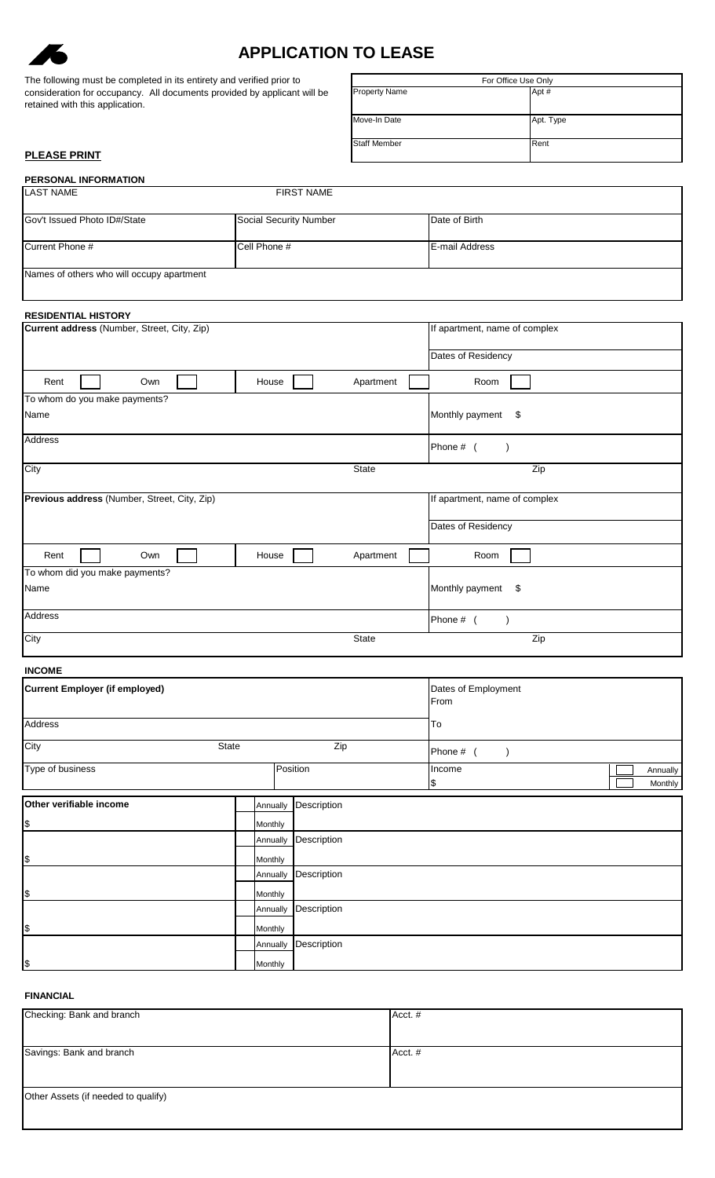# APPLICATION TO LEASE

The following must be completed in its entirety and verified prior to consideration for occupancy. All documents provided by applicant will be retained with this application.

| For Office Use Only | |
|---|---|
| Property Name | Apt # |
| Move-In Date | Apt. Type |
| Staff Member | Rent |

**PLEASE PRINT**

## PERSONAL INFORMATION

| LAST NAME | FIRST NAME | |
|---|---|---|
| Gov't Issued Photo ID#/State | Social Security Number | Date of Birth |
| Current Phone # | Cell Phone # | E-mail Address |
| Names of others who will occupy apartment | | |

## RESIDENTIAL HISTORY

| **Current address** (Number, Street, City, Zip) | | If apartment, name of complex |
|---|---|---|
| | | Dates of Residency |
| Rent ☐ Own ☐ | House ☐ Apartment ☐ | Room ☐ |
| To whom do you make payments?<br>Name | | Monthly payment $ |
| Address | | Phone # ( ) |
| City | State | Zip |

| **Previous address** (Number, Street, City, Zip) | | If apartment, name of complex |
|---|---|---|
| | | Dates of Residency |
| Rent ☐ Own ☐ | House ☐ Apartment ☐ | Room ☐ |
| To whom did you make payments?<br>Name | | Monthly payment $ |
| Address | | Phone # ( ) |
| City | State | Zip |

## INCOME

| **Current Employer (if employed)** | | | Dates of Employment<br>From |
|---|---|---|---|
| Address | | | To |
| City | State | Zip | Phone # ( ) |
| Type of business | | Position | Income<br>$ ☐ Annually ☐ Monthly |

| **Other verifiable income** | | |
|---|---|---|
| $ | ☐ Annually ☐ Monthly | Description |
| $ | ☐ Annually ☐ Monthly | Description |
| $ | ☐ Annually ☐ Monthly | Description |
| $ | ☐ Annually ☐ Monthly | Description |
| $ | ☐ Annually ☐ Monthly | Description |

## FINANCIAL

| Checking: Bank and branch | Acct. # |
|---|---|
| Savings: Bank and branch | Acct. # |
| Other Assets (if needed to qualify) | |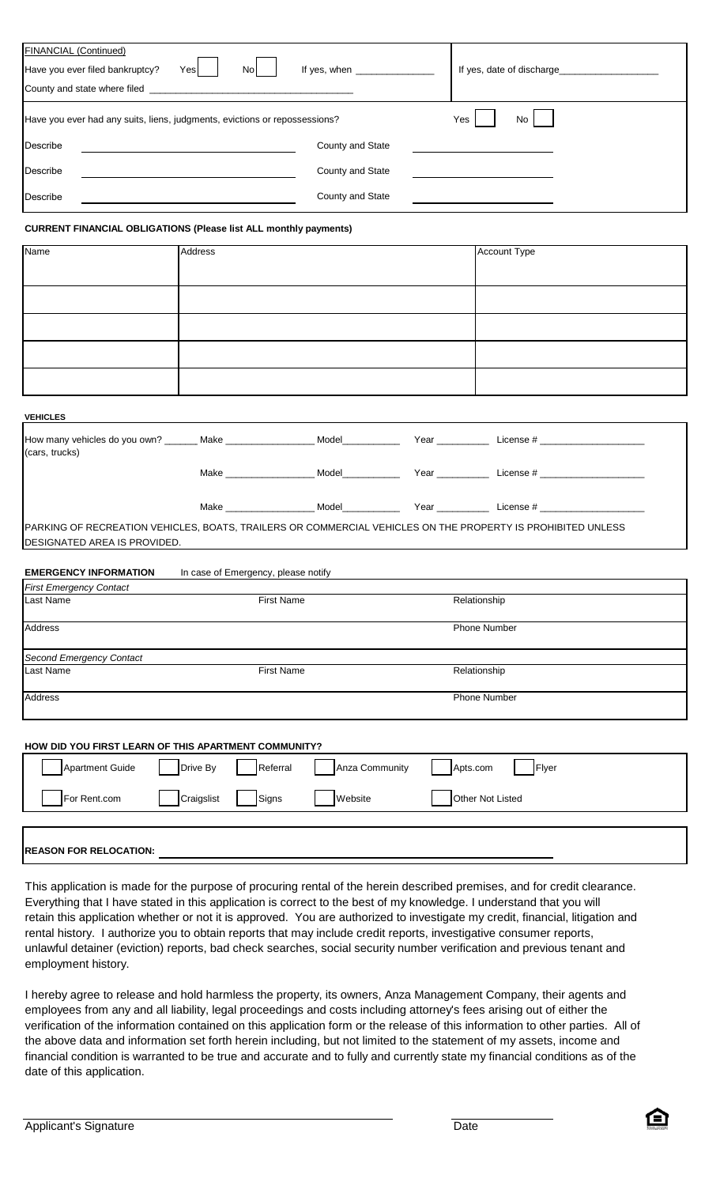FINANCIAL (Continued)

Have you ever filed bankruptcy? Yes [ ] No [ ] If yes, when _______________ If yes, date of discharge___________________

County and state where filed _______________________________________

Have you ever had any suits, liens, judgments, evictions or repossessions? Yes [ ] No [ ]

Describe ________________________ County and State ________________________

Describe ________________________ County and State ________________________

Describe ________________________ County and State ________________________

**CURRENT FINANCIAL OBLIGATIONS (Please list ALL monthly payments)**

| Name | Address | Account Type |
|---|---|---|
| | | |
| | | |
| | | |
| | | |

**VEHICLES**

How many vehicles do you own? ______ (cars, trucks) Make _________________ Model___________ Year __________ License # ____________________

Make _________________ Model___________ Year __________ License # ____________________

Make _________________ Model___________ Year __________ License # ____________________

PARKING OF RECREATION VEHICLES, BOATS, TRAILERS OR COMMERCIAL VEHICLES ON THE PROPERTY IS PROHIBITED UNLESS DESIGNATED AREA IS PROVIDED.

**EMERGENCY INFORMATION** In case of Emergency, please notify

*First Emergency Contact*

| Last Name | First Name | Relationship |
|---|---|---|
| Address | | Phone Number |

*Second Emergency Contact*

| Last Name | First Name | Relationship |
|---|---|---|
| Address | | Phone Number |

**HOW DID YOU FIRST LEARN OF THIS APARTMENT COMMUNITY?**

[ ] Apartment Guide [ ] Drive By [ ] Referral [ ] Anza Community [ ] Apts.com [ ] Flyer

[ ] For Rent.com [ ] Craigslist [ ] Signs [ ] Website [ ] Other Not Listed

**REASON FOR RELOCATION:** ________________________________________________

This application is made for the purpose of procuring rental of the herein described premises, and for credit clearance. Everything that I have stated in this application is correct to the best of my knowledge. I understand that you will retain this application whether or not it is approved. You are authorized to investigate my credit, financial, litigation and rental history. I authorize you to obtain reports that may include credit reports, investigative consumer reports, unlawful detainer (eviction) reports, bad check searches, social security number verification and previous tenant and employment history.

I hereby agree to release and hold harmless the property, its owners, Anza Management Company, their agents and employees from any and all liability, legal proceedings and costs including attorney's fees arising out of either the verification of the information contained on this application form or the release of this information to other parties. All of the above data and information set forth herein including, but not limited to the statement of my assets, income and financial condition is warranted to be true and accurate and to fully and currently state my financial conditions as of the date of this application.

_______________________________________ _______________

Applicant's Signature Date